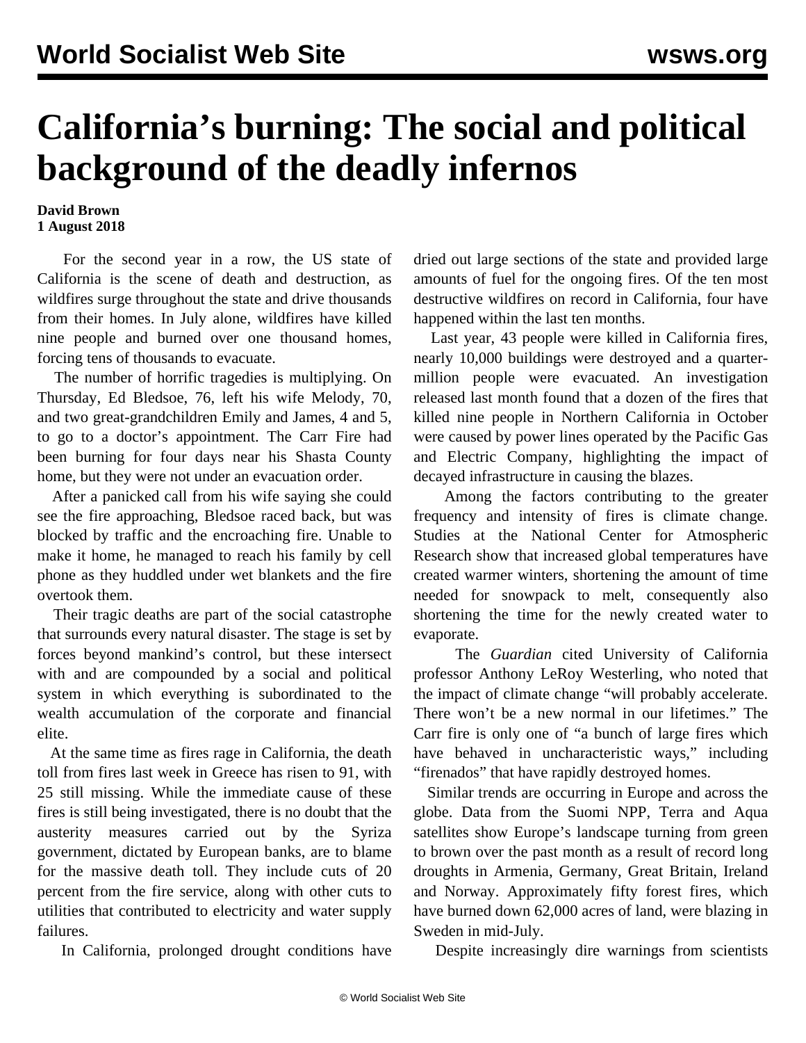# California's burning: The social and political background of the deadly infernos

**David Brown**
**1 August 2018**

For the second year in a row, the US state of California is the scene of death and destruction, as wildfires surge throughout the state and drive thousands from their homes. In July alone, wildfires have killed nine people and burned over one thousand homes, forcing tens of thousands to evacuate.

The number of horrific tragedies is multiplying. On Thursday, Ed Bledsoe, 76, left his wife Melody, 70, and two great-grandchildren Emily and James, 4 and 5, to go to a doctor's appointment. The Carr Fire had been burning for four days near his Shasta County home, but they were not under an evacuation order.

After a panicked call from his wife saying she could see the fire approaching, Bledsoe raced back, but was blocked by traffic and the encroaching fire. Unable to make it home, he managed to reach his family by cell phone as they huddled under wet blankets and the fire overtook them.

Their tragic deaths are part of the social catastrophe that surrounds every natural disaster. The stage is set by forces beyond mankind's control, but these intersect with and are compounded by a social and political system in which everything is subordinated to the wealth accumulation of the corporate and financial elite.

At the same time as fires rage in California, the death toll from fires last week in Greece has risen to 91, with 25 still missing. While the immediate cause of these fires is still being investigated, there is no doubt that the austerity measures carried out by the Syriza government, dictated by European banks, are to blame for the massive death toll. They include cuts of 20 percent from the fire service, along with other cuts to utilities that contributed to electricity and water supply failures.

In California, prolonged drought conditions have dried out large sections of the state and provided large amounts of fuel for the ongoing fires. Of the ten most destructive wildfires on record in California, four have happened within the last ten months.

Last year, 43 people were killed in California fires, nearly 10,000 buildings were destroyed and a quarter-million people were evacuated. An investigation released last month found that a dozen of the fires that killed nine people in Northern California in October were caused by power lines operated by the Pacific Gas and Electric Company, highlighting the impact of decayed infrastructure in causing the blazes.

Among the factors contributing to the greater frequency and intensity of fires is climate change. Studies at the National Center for Atmospheric Research show that increased global temperatures have created warmer winters, shortening the amount of time needed for snowpack to melt, consequently also shortening the time for the newly created water to evaporate.

The *Guardian* cited University of California professor Anthony LeRoy Westerling, who noted that the impact of climate change "will probably accelerate. There won't be a new normal in our lifetimes." The Carr fire is only one of "a bunch of large fires which have behaved in uncharacteristic ways," including "firenados" that have rapidly destroyed homes.

Similar trends are occurring in Europe and across the globe. Data from the Suomi NPP, Terra and Aqua satellites show Europe's landscape turning from green to brown over the past month as a result of record long droughts in Armenia, Germany, Great Britain, Ireland and Norway. Approximately fifty forest fires, which have burned down 62,000 acres of land, were blazing in Sweden in mid-July.

Despite increasingly dire warnings from scientists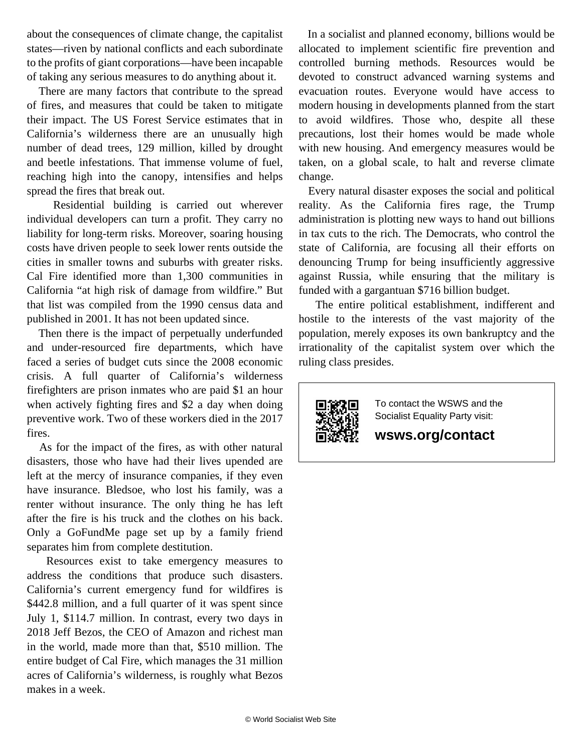about the consequences of climate change, the capitalist states—riven by national conflicts and each subordinate to the profits of giant corporations—have been incapable of taking any serious measures to do anything about it.

There are many factors that contribute to the spread of fires, and measures that could be taken to mitigate their impact. The US Forest Service estimates that in California's wilderness there are an unusually high number of dead trees, 129 million, killed by drought and beetle infestations. That immense volume of fuel, reaching high into the canopy, intensifies and helps spread the fires that break out.

Residential building is carried out wherever individual developers can turn a profit. They carry no liability for long-term risks. Moreover, soaring housing costs have driven people to seek lower rents outside the cities in smaller towns and suburbs with greater risks. Cal Fire identified more than 1,300 communities in California "at high risk of damage from wildfire." But that list was compiled from the 1990 census data and published in 2001. It has not been updated since.

Then there is the impact of perpetually underfunded and under-resourced fire departments, which have faced a series of budget cuts since the 2008 economic crisis. A full quarter of California's wilderness firefighters are prison inmates who are paid $1 an hour when actively fighting fires and $2 a day when doing preventive work. Two of these workers died in the 2017 fires.

As for the impact of the fires, as with other natural disasters, those who have had their lives upended are left at the mercy of insurance companies, if they even have insurance. Bledsoe, who lost his family, was a renter without insurance. The only thing he has left after the fire is his truck and the clothes on his back. Only a GoFundMe page set up by a family friend separates him from complete destitution.

Resources exist to take emergency measures to address the conditions that produce such disasters. California's current emergency fund for wildfires is $442.8 million, and a full quarter of it was spent since July 1, $114.7 million. In contrast, every two days in 2018 Jeff Bezos, the CEO of Amazon and richest man in the world, made more than that, $510 million. The entire budget of Cal Fire, which manages the 31 million acres of California's wilderness, is roughly what Bezos makes in a week.

In a socialist and planned economy, billions would be allocated to implement scientific fire prevention and controlled burning methods. Resources would be devoted to construct advanced warning systems and evacuation routes. Everyone would have access to modern housing in developments planned from the start to avoid wildfires. Those who, despite all these precautions, lost their homes would be made whole with new housing. And emergency measures would be taken, on a global scale, to halt and reverse climate change.

Every natural disaster exposes the social and political reality. As the California fires rage, the Trump administration is plotting new ways to hand out billions in tax cuts to the rich. The Democrats, who control the state of California, are focusing all their efforts on denouncing Trump for being insufficiently aggressive against Russia, while ensuring that the military is funded with a gargantuan $716 billion budget.

The entire political establishment, indifferent and hostile to the interests of the vast majority of the population, merely exposes its own bankruptcy and the irrationality of the capitalist system over which the ruling class presides.

To contact the WSWS and the Socialist Equality Party visit:

**wsws.org/contact**